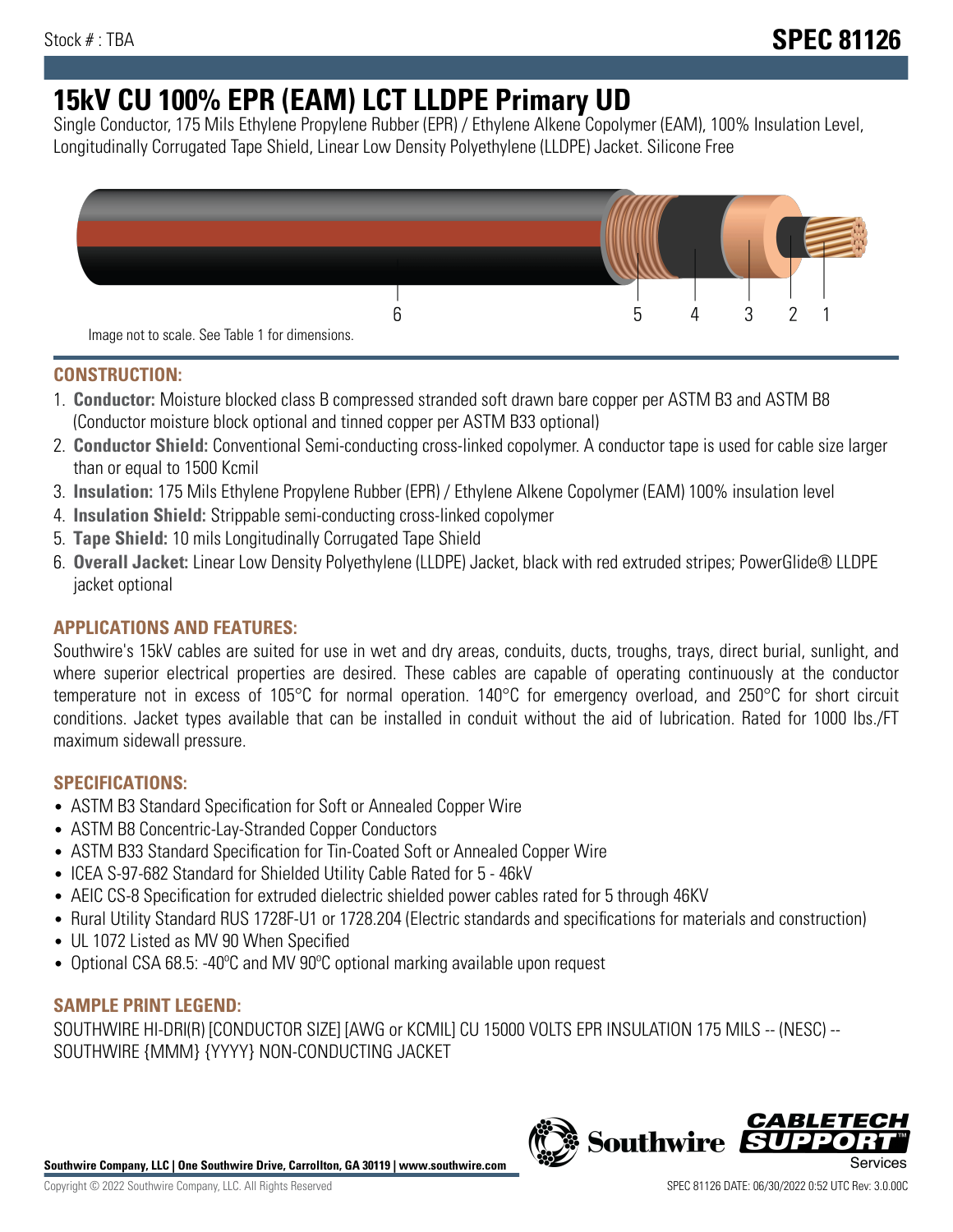Stock # : TBA

# SPEC 81126

# 15kV CU 100% EPR (EAM) LCT LLDPE Primary UD

Single Conductor, 175 Mils Ethylene Propylene Rubber (EPR) / Ethylene Alkene Copolymer (EAM), 100% Insulation Level, Longitudinally Corrugated Tape Shield, Linear Low Density Polyethylene (LLDPE) Jacket. Silicone Free

6 5 4 3 2 1

Image not to scale. See Table 1 for dimensions.

## CONSTRUCTION:

1. **Conductor:** Moisture blocked class B compressed stranded soft drawn bare copper per ASTM B3 and ASTM B8 (Conductor moisture block optional and tinned copper per ASTM B33 optional)
2. **Conductor Shield:** Conventional Semi-conducting cross-linked copolymer. A conductor tape is used for cable size larger than or equal to 1500 Kcmil
3. **Insulation:** 175 Mils Ethylene Propylene Rubber (EPR) / Ethylene Alkene Copolymer (EAM) 100% insulation level
4. **Insulation Shield:** Strippable semi-conducting cross-linked copolymer
5. **Tape Shield:** 10 mils Longitudinally Corrugated Tape Shield
6. **Overall Jacket:** Linear Low Density Polyethylene (LLDPE) Jacket, black with red extruded stripes; PowerGlide® LLDPE jacket optional

## APPLICATIONS AND FEATURES:

Southwire's 15kV cables are suited for use in wet and dry areas, conduits, ducts, troughs, trays, direct burial, sunlight, and where superior electrical properties are desired. These cables are capable of operating continuously at the conductor temperature not in excess of 105°C for normal operation. 140°C for emergency overload, and 250°C for short circuit conditions. Jacket types available that can be installed in conduit without the aid of lubrication. Rated for 1000 lbs./FT maximum sidewall pressure.

## SPECIFICATIONS:

- ASTM B3 Standard Specification for Soft or Annealed Copper Wire
- ASTM B8 Concentric-Lay-Stranded Copper Conductors
- ASTM B33 Standard Specification for Tin-Coated Soft or Annealed Copper Wire
- ICEA S-97-682 Standard for Shielded Utility Cable Rated for 5 - 46kV
- AEIC CS-8 Specification for extruded dielectric shielded power cables rated for 5 through 46KV
- Rural Utility Standard RUS 1728F-U1 or 1728.204 (Electric standards and specifications for materials and construction)
- UL 1072 Listed as MV 90 When Specified
- Optional CSA 68.5: -40ºC and MV 90ºC optional marking available upon request

## SAMPLE PRINT LEGEND:

SOUTHWIRE HI-DRI(R) [CONDUCTOR SIZE] [AWG or KCMIL] CU 15000 VOLTS EPR INSULATION 175 MILS -- (NESC) -- SOUTHWIRE {MMM} {YYYY} NON-CONDUCTING JACKET

**Southwire Company, LLC | One Southwire Drive, Carrollton, GA 30119 | www.southwire.com**

Copyright © 2022 Southwire Company, LLC. All Rights Reserved

SPEC 81126 DATE: 06/30/2022 0:52 UTC Rev: 3.0.00C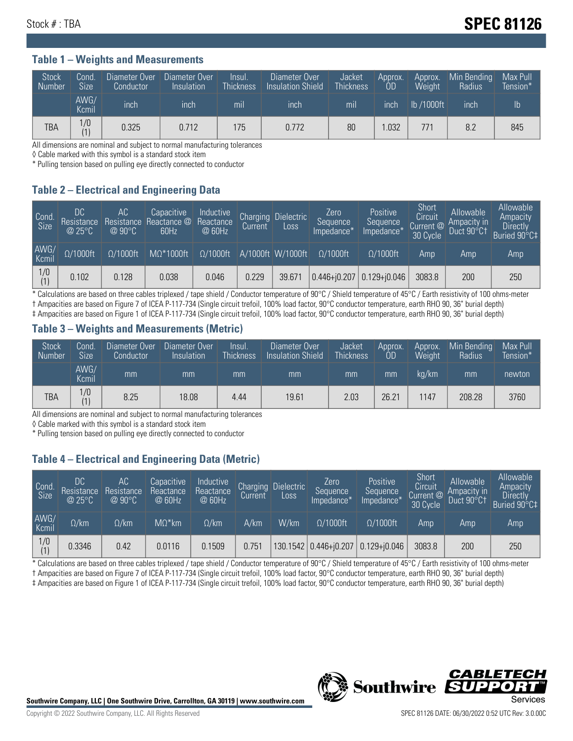Stock # : TBA

# SPEC 81126

## Table 1 – Weights and Measurements

| Stock Number | Cond. Size | Diameter Over Conductor | Diameter Over Insulation | Insul. Thickness | Diameter Over Insulation Shield | Jacket Thickness | Approx. OD | Approx. Weight | Min Bending Radius | Max Pull Tension* |
|---|---|---|---|---|---|---|---|---|---|---|
| | AWG/ Kcmil | inch | inch | mil | inch | mil | inch | lb /1000ft | inch | lb |
| TBA | 1/0 (1) | 0.325 | 0.712 | 175 | 0.772 | 80 | 1.032 | 771 | 8.2 | 845 |

All dimensions are nominal and subject to normal manufacturing tolerances

◊ Cable marked with this symbol is a standard stock item

* Pulling tension based on pulling eye directly connected to conductor

## Table 2 – Electrical and Engineering Data

| Cond. Size | DC Resistance @ 25°C | AC Resistance @ 90°C | Capacitive Reactance @ 60Hz | Inductive Reactance @ 60Hz | Charging Current | Dielectric Loss | Zero Sequence Impedance* | Positive Sequence Impedance* | Short Circuit Current @ 30 Cycle | Allowable Ampacity in Duct 90°C† | Allowable Ampacity Directly Buried 90°C‡ |
|---|---|---|---|---|---|---|---|---|---|---|---|
| AWG/ Kcmil | Ω/1000ft | Ω/1000ft | MΩ*1000ft | Ω/1000ft | A/1000ft | W/1000ft | Ω/1000ft | Ω/1000ft | Amp | Amp | Amp |
| 1/0 (1) | 0.102 | 0.128 | 0.038 | 0.046 | 0.229 | 39.671 | 0.446+j0.207 | 0.129+j0.046 | 3083.8 | 200 | 250 |

* Calculations are based on three cables triplexed / tape shield / Conductor temperature of 90°C / Shield temperature of 45°C / Earth resistivity of 100 ohms-meter

† Ampacities are based on Figure 7 of ICEA P-117-734 (Single circuit trefoil, 100% load factor, 90°C conductor temperature, earth RHO 90, 36" burial depth)

‡ Ampacities are based on Figure 1 of ICEA P-117-734 (Single circuit trefoil, 100% load factor, 90°C conductor temperature, earth RHO 90, 36" burial depth)

## Table 3 – Weights and Measurements (Metric)

| Stock Number | Cond. Size | Diameter Over Conductor | Diameter Over Insulation | Insul. Thickness | Diameter Over Insulation Shield | Jacket Thickness | Approx. OD | Approx. Weight | Min Bending Radius | Max Pull Tension* |
|---|---|---|---|---|---|---|---|---|---|---|
| | AWG/ Kcmil | mm | mm | mm | mm | mm | mm | kg/km | mm | newton |
| TBA | 1/0 (1) | 8.25 | 18.08 | 4.44 | 19.61 | 2.03 | 26.21 | 1147 | 208.28 | 3760 |

All dimensions are nominal and subject to normal manufacturing tolerances

◊ Cable marked with this symbol is a standard stock item

* Pulling tension based on pulling eye directly connected to conductor

## Table 4 – Electrical and Engineering Data (Metric)

| Cond. Size | DC Resistance @ 25°C | AC Resistance @ 90°C | Capacitive Reactance @ 60Hz | Inductive Reactance @ 60Hz | Charging Current | Dielectric Loss | Zero Sequence Impedance* | Positive Sequence Impedance* | Short Circuit Current @ 30 Cycle | Allowable Ampacity in Duct 90°C† | Allowable Ampacity Directly Buried 90°C‡ |
|---|---|---|---|---|---|---|---|---|---|---|---|
| AWG/ Kcmil | Ω/km | Ω/km | MΩ*km | Ω/km | A/km | W/km | Ω/1000ft | Ω/1000ft | Amp | Amp | Amp |
| 1/0 (1) | 0.3346 | 0.42 | 0.0116 | 0.1509 | 0.751 | 130.1542 | 0.446+j0.207 | 0.129+j0.046 | 3083.8 | 200 | 250 |

* Calculations are based on three cables triplexed / tape shield / Conductor temperature of 90°C / Shield temperature of 45°C / Earth resistivity of 100 ohms-meter

† Ampacities are based on Figure 7 of ICEA P-117-734 (Single circuit trefoil, 100% load factor, 90°C conductor temperature, earth RHO 90, 36" burial depth)

‡ Ampacities are based on Figure 1 of ICEA P-117-734 (Single circuit trefoil, 100% load factor, 90°C conductor temperature, earth RHO 90, 36" burial depth)

**Southwire Company, LLC | One Southwire Drive, Carrollton, GA 30119 | www.southwire.com**

Copyright © 2022 Southwire Company, LLC. All Rights Reserved

SPEC 81126 DATE: 06/30/2022 0:52 UTC Rev: 3.0.00C